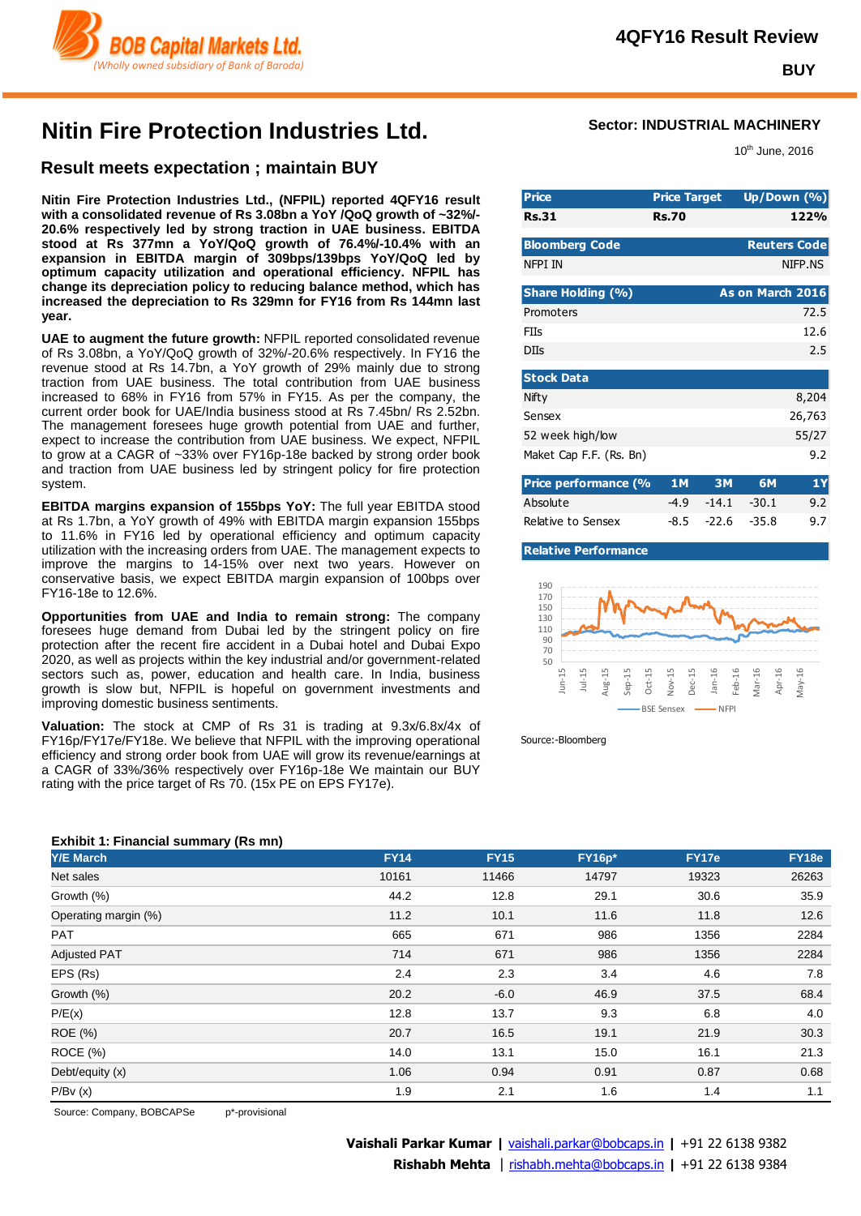**4QFY16 Result Review**

**BUY**

# Nitin Fire Protection Industries Ltd.

**Sector: INDUSTRIAL MACHINERY**

10th June, 2016

## Result meets expectation ; maintain BUY

**Nitin Fire Protection Industries Ltd., (NFPIL) reported 4QFY16 result with a consolidated revenue of Rs 3.08bn a YoY /QoQ growth of ~32%/-20.6% respectively led by strong traction in UAE business. EBITDA stood at Rs 377mn a YoY/QoQ growth of 76.4%/-10.4% with an expansion in EBITDA margin of 309bps/139bps YoY/QoQ led by optimum capacity utilization and operational efficiency. NFPIL has change its depreciation policy to reducing balance method, which has increased the depreciation to Rs 329mn for FY16 from Rs 144mn last year.**

**UAE to augment the future growth:** NFPIL reported consolidated revenue of Rs 3.08bn, a YoY/QoQ growth of 32%/-20.6% respectively. In FY16 the revenue stood at Rs 14.7bn, a YoY growth of 29% mainly due to strong traction from UAE business. The total contribution from UAE business increased to 68% in FY16 from 57% in FY15. As per the company, the current order book for UAE/India business stood at Rs 7.45bn/ Rs 2.52bn. The management foresees huge growth potential from UAE and further, expect to increase the contribution from UAE business. We expect, NFPIL to grow at a CAGR of ~33% over FY16p-18e backed by strong order book and traction from UAE business led by stringent policy for fire protection system.

**EBITDA margins expansion of 155bps YoY:** The full year EBITDA stood at Rs 1.7bn, a YoY growth of 49% with EBITDA margin expansion 155bps to 11.6% in FY16 led by operational efficiency and optimum capacity utilization with the increasing orders from UAE. The management expects to improve the margins to 14-15% over next two years. However on conservative basis, we expect EBITDA margin expansion of 100bps over FY16-18e to 12.6%.

**Opportunities from UAE and India to remain strong:** The company foresees huge demand from Dubai led by the stringent policy on fire protection after the recent fire accident in a Dubai hotel and Dubai Expo 2020, as well as projects within the key industrial and/or government-related sectors such as, power, education and health care. In India, business growth is slow but, NFPIL is hopeful on government investments and improving domestic business sentiments.

**Valuation:** The stock at CMP of Rs 31 is trading at 9.3x/6.8x/4x of FY16p/FY17e/FY18e. We believe that NFPIL with the improving operational efficiency and strong order book from UAE will grow its revenue/earnings at a CAGR of 33%/36% respectively over FY16p-18e We maintain our BUY rating with the price target of Rs 70. (15x PE on EPS FY17e).

| Price | Price Target | Up/Down (%) |
|---|---|---|
| Rs.31 | Rs.70 | 122% |

| Bloomberg Code | Reuters Code |
|---|---|
| NFPI IN | NIFP.NS |

| Share Holding (%) | As on March 2016 |
|---|---|
| Promoters | 72.5 |
| FIIs | 12.6 |
| DIIs | 2.5 |

| Stock Data | |
|---|---|
| Nifty | 8,204 |
| Sensex | 26,763 |
| 52 week high/low | 55/27 |
| Maket Cap F.F. (Rs. Bn) | 9.2 |

| Price performance (% | 1M | 3M | 6M | 1Y |
|---|---|---|---|---|
| Absolute | -4.9 | -14.1 | -30.1 | 9.2 |
| Relative to Sensex | -8.5 | -22.6 | -35.8 | 9.7 |

**Relative Performance**

Source:-Bloomberg

**Exhibit 1: Financial summary (Rs mn)**

| Y/E March | FY14 | FY15 | FY16p* | FY17e | FY18e |
|---|---|---|---|---|---|
| Net sales | 10161 | 11466 | 14797 | 19323 | 26263 |
| Growth (%) | 44.2 | 12.8 | 29.1 | 30.6 | 35.9 |
| Operating margin (%) | 11.2 | 10.1 | 11.6 | 11.8 | 12.6 |
| PAT | 665 | 671 | 986 | 1356 | 2284 |
| Adjusted PAT | 714 | 671 | 986 | 1356 | 2284 |
| EPS (Rs) | 2.4 | 2.3 | 3.4 | 4.6 | 7.8 |
| Growth (%) | 20.2 | -6.0 | 46.9 | 37.5 | 68.4 |
| P/E(x) | 12.8 | 13.7 | 9.3 | 6.8 | 4.0 |
| ROE (%) | 20.7 | 16.5 | 19.1 | 21.9 | 30.3 |
| ROCE (%) | 14.0 | 13.1 | 15.0 | 16.1 | 21.3 |
| Debt/equity (x) | 1.06 | 0.94 | 0.91 | 0.87 | 0.68 |
| P/Bv (x) | 1.9 | 2.1 | 1.6 | 1.4 | 1.1 |

Source: Company, BOBCAPSe p*-provisional

**Vaishali Parkar Kumar** | vaishali.parkar@bobcaps.in | +91 22 6138 9382
**Rishabh Mehta** | rishabh.mehta@bobcaps.in | +91 22 6138 9384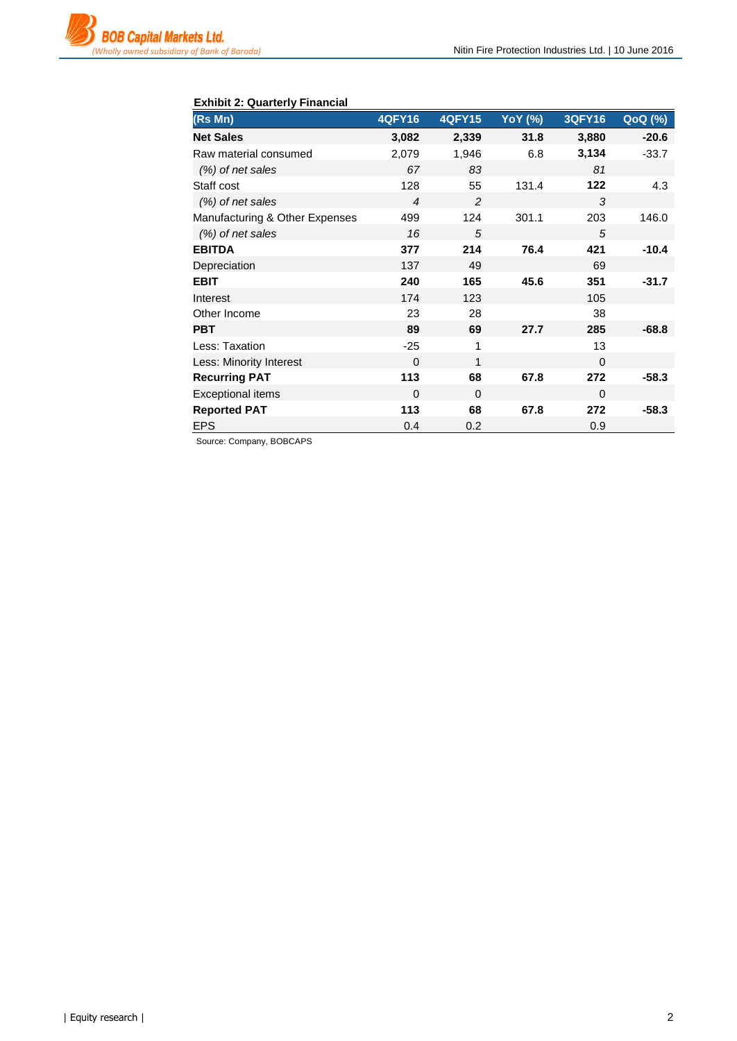**Exhibit 2: Quarterly Financial**

| (Rs Mn) | 4QFY16 | 4QFY15 | YoY (%) | 3QFY16 | QoQ (%) |
|---|---|---|---|---|---|
| **Net Sales** | **3,082** | **2,339** | **31.8** | **3,880** | **-20.6** |
| Raw material consumed | 2,079 | 1,946 | 6.8 | **3,134** | -33.7 |
| *(%) of net sales* | *67* | *83* | | *81* | |
| Staff cost | 128 | 55 | 131.4 | **122** | 4.3 |
| *(%) of net sales* | *4* | *2* | | *3* | |
| Manufacturing & Other Expenses | 499 | 124 | 301.1 | 203 | 146.0 |
| *(%) of net sales* | *16* | *5* | | *5* | |
| **EBITDA** | **377** | **214** | **76.4** | **421** | **-10.4** |
| Depreciation | 137 | 49 | | 69 | |
| **EBIT** | **240** | **165** | **45.6** | **351** | **-31.7** |
| Interest | 174 | 123 | | 105 | |
| Other Income | 23 | 28 | | 38 | |
| **PBT** | **89** | **69** | **27.7** | **285** | **-68.8** |
| Less: Taxation | -25 | 1 | | 13 | |
| Less: Minority Interest | 0 | 1 | | 0 | |
| **Recurring PAT** | **113** | **68** | **67.8** | **272** | **-58.3** |
| Exceptional items | 0 | 0 | | 0 | |
| **Reported PAT** | **113** | **68** | **67.8** | **272** | **-58.3** |
| EPS | 0.4 | 0.2 | | 0.9 | |

Source: Company, BOBCAPS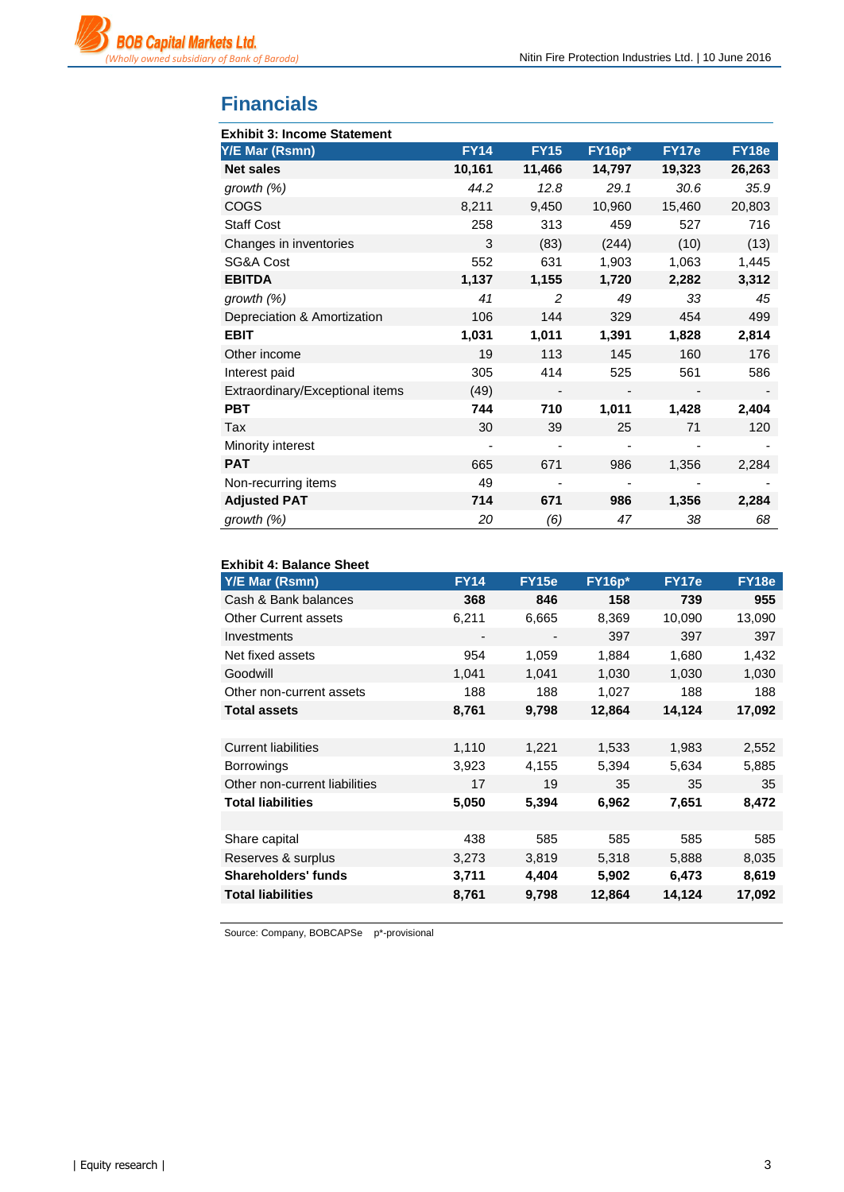# Financials

**Exhibit 3: Income Statement**

| Y/E Mar (Rsmn) | FY14 | FY15 | FY16p* | FY17e | FY18e |
|---|---|---|---|---|---|
| **Net sales** | **10,161** | **11,466** | **14,797** | **19,323** | **26,263** |
| *growth (%)* | *44.2* | *12.8* | *29.1* | *30.6* | *35.9* |
| COGS | 8,211 | 9,450 | 10,960 | 15,460 | 20,803 |
| Staff Cost | 258 | 313 | 459 | 527 | 716 |
| Changes in inventories | 3 | (83) | (244) | (10) | (13) |
| SG&A Cost | 552 | 631 | 1,903 | 1,063 | 1,445 |
| **EBITDA** | **1,137** | **1,155** | **1,720** | **2,282** | **3,312** |
| *growth (%)* | *41* | *2* | *49* | *33* | *45* |
| Depreciation & Amortization | 106 | 144 | 329 | 454 | 499 |
| **EBIT** | **1,031** | **1,011** | **1,391** | **1,828** | **2,814** |
| Other income | 19 | 113 | 145 | 160 | 176 |
| Interest paid | 305 | 414 | 525 | 561 | 586 |
| Extraordinary/Exceptional items | (49) | - | - | - | - |
| **PBT** | **744** | **710** | **1,011** | **1,428** | **2,404** |
| Tax | 30 | 39 | 25 | 71 | 120 |
| Minority interest | - | - | - | - | - |
| **PAT** | 665 | 671 | 986 | 1,356 | 2,284 |
| Non-recurring items | 49 | - | - | - | - |
| **Adjusted PAT** | **714** | **671** | **986** | **1,356** | **2,284** |
| *growth (%)* | *20* | *(6)* | *47* | *38* | *68* |

**Exhibit 4: Balance Sheet**

| Y/E Mar (Rsmn) | FY14 | FY15e | FY16p* | FY17e | FY18e |
|---|---|---|---|---|---|
| Cash & Bank balances | **368** | **846** | **158** | **739** | **955** |
| Other Current assets | 6,211 | 6,665 | 8,369 | 10,090 | 13,090 |
| Investments | - | - | 397 | 397 | 397 |
| Net fixed assets | 954 | 1,059 | 1,884 | 1,680 | 1,432 |
| Goodwill | 1,041 | 1,041 | 1,030 | 1,030 | 1,030 |
| Other non-current assets | 188 | 188 | 1,027 | 188 | 188 |
| **Total assets** | **8,761** | **9,798** | **12,864** | **14,124** | **17,092** |
| | | | | | |
| Current liabilities | 1,110 | 1,221 | 1,533 | 1,983 | 2,552 |
| Borrowings | 3,923 | 4,155 | 5,394 | 5,634 | 5,885 |
| Other non-current liabilities | 17 | 19 | 35 | 35 | 35 |
| **Total liabilities** | **5,050** | **5,394** | **6,962** | **7,651** | **8,472** |
| | | | | | |
| Share capital | 438 | 585 | 585 | 585 | 585 |
| Reserves & surplus | 3,273 | 3,819 | 5,318 | 5,888 | 8,035 |
| **Shareholders' funds** | **3,711** | **4,404** | **5,902** | **6,473** | **8,619** |
| **Total liabilities** | **8,761** | **9,798** | **12,864** | **14,124** | **17,092** |

Source: Company, BOBCAPSe p*-provisional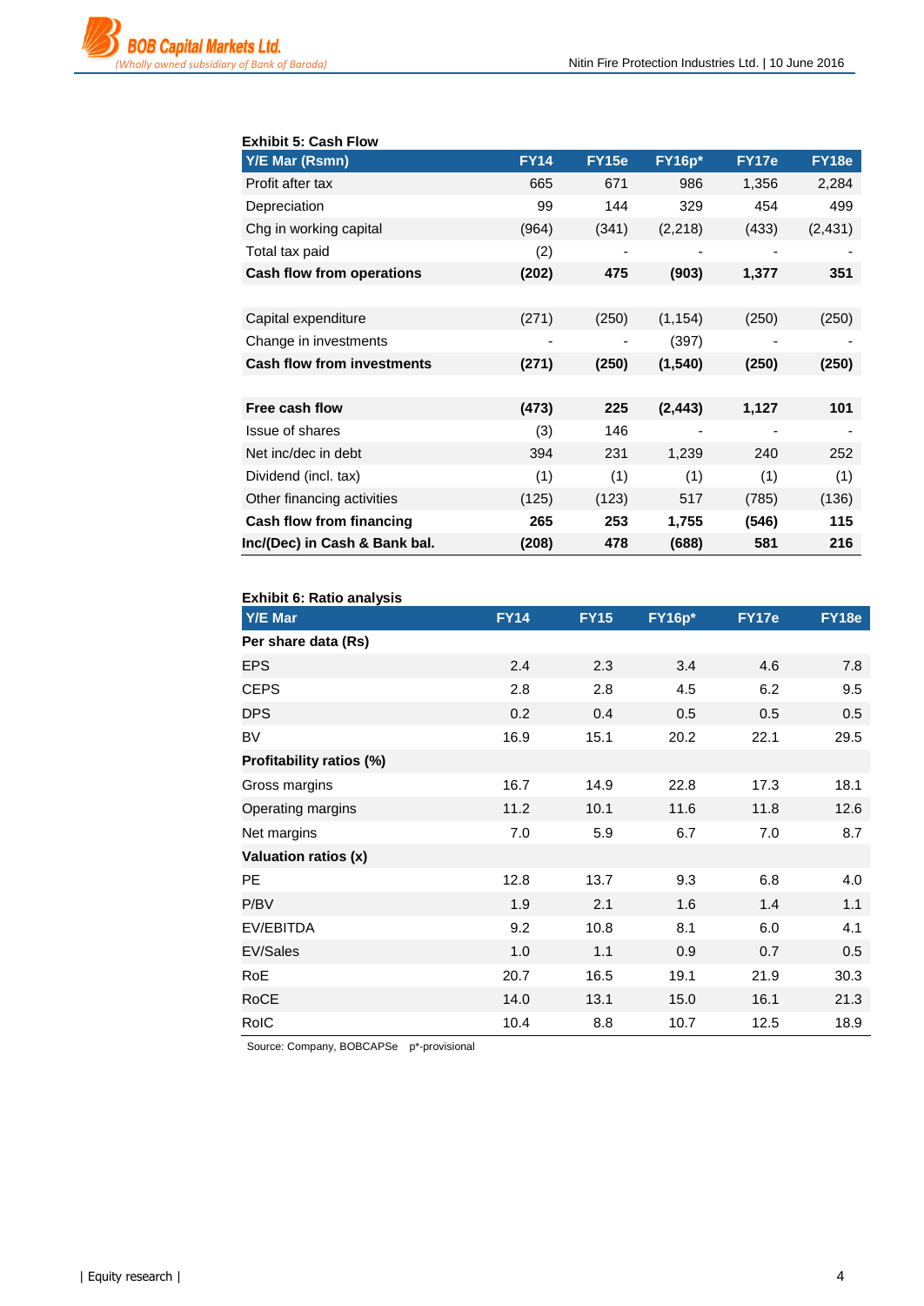**Exhibit 5: Cash Flow**

| Y/E Mar (Rsmn) | FY14 | FY15e | FY16p* | FY17e | FY18e |
|---|---|---|---|---|---|
| Profit after tax | 665 | 671 | 986 | 1,356 | 2,284 |
| Depreciation | 99 | 144 | 329 | 454 | 499 |
| Chg in working capital | (964) | (341) | (2,218) | (433) | (2,431) |
| Total tax paid | (2) | - | - | - | - |
| **Cash flow from operations** | **(202)** | **475** | **(903)** | **1,377** | **351** |
| | | | | | |
| Capital expenditure | (271) | (250) | (1,154) | (250) | (250) |
| Change in investments | - | - | (397) | - | - |
| **Cash flow from investments** | **(271)** | **(250)** | **(1,540)** | **(250)** | **(250)** |
| | | | | | |
| **Free cash flow** | **(473)** | **225** | **(2,443)** | **1,127** | **101** |
| Issue of shares | (3) | 146 | - | - | - |
| Net inc/dec in debt | 394 | 231 | 1,239 | 240 | 252 |
| Dividend (incl. tax) | (1) | (1) | (1) | (1) | (1) |
| Other financing activities | (125) | (123) | 517 | (785) | (136) |
| **Cash flow from financing** | **265** | **253** | **1,755** | **(546)** | **115** |
| **Inc/(Dec) in Cash & Bank bal.** | **(208)** | **478** | **(688)** | **581** | **216** |

**Exhibit 6: Ratio analysis**

| Y/E Mar | FY14 | FY15 | FY16p* | FY17e | FY18e |
|---|---|---|---|---|---|
| **Per share data (Rs)** | | | | | |
| EPS | 2.4 | 2.3 | 3.4 | 4.6 | 7.8 |
| CEPS | 2.8 | 2.8 | 4.5 | 6.2 | 9.5 |
| DPS | 0.2 | 0.4 | 0.5 | 0.5 | 0.5 |
| BV | 16.9 | 15.1 | 20.2 | 22.1 | 29.5 |
| **Profitability ratios (%)** | | | | | |
| Gross margins | 16.7 | 14.9 | 22.8 | 17.3 | 18.1 |
| Operating margins | 11.2 | 10.1 | 11.6 | 11.8 | 12.6 |
| Net margins | 7.0 | 5.9 | 6.7 | 7.0 | 8.7 |
| **Valuation ratios (x)** | | | | | |
| PE | 12.8 | 13.7 | 9.3 | 6.8 | 4.0 |
| P/BV | 1.9 | 2.1 | 1.6 | 1.4 | 1.1 |
| EV/EBITDA | 9.2 | 10.8 | 8.1 | 6.0 | 4.1 |
| EV/Sales | 1.0 | 1.1 | 0.9 | 0.7 | 0.5 |
| RoE | 20.7 | 16.5 | 19.1 | 21.9 | 30.3 |
| RoCE | 14.0 | 13.1 | 15.0 | 16.1 | 21.3 |
| RoIC | 10.4 | 8.8 | 10.7 | 12.5 | 18.9 |

Source: Company, BOBCAPSe p*-provisional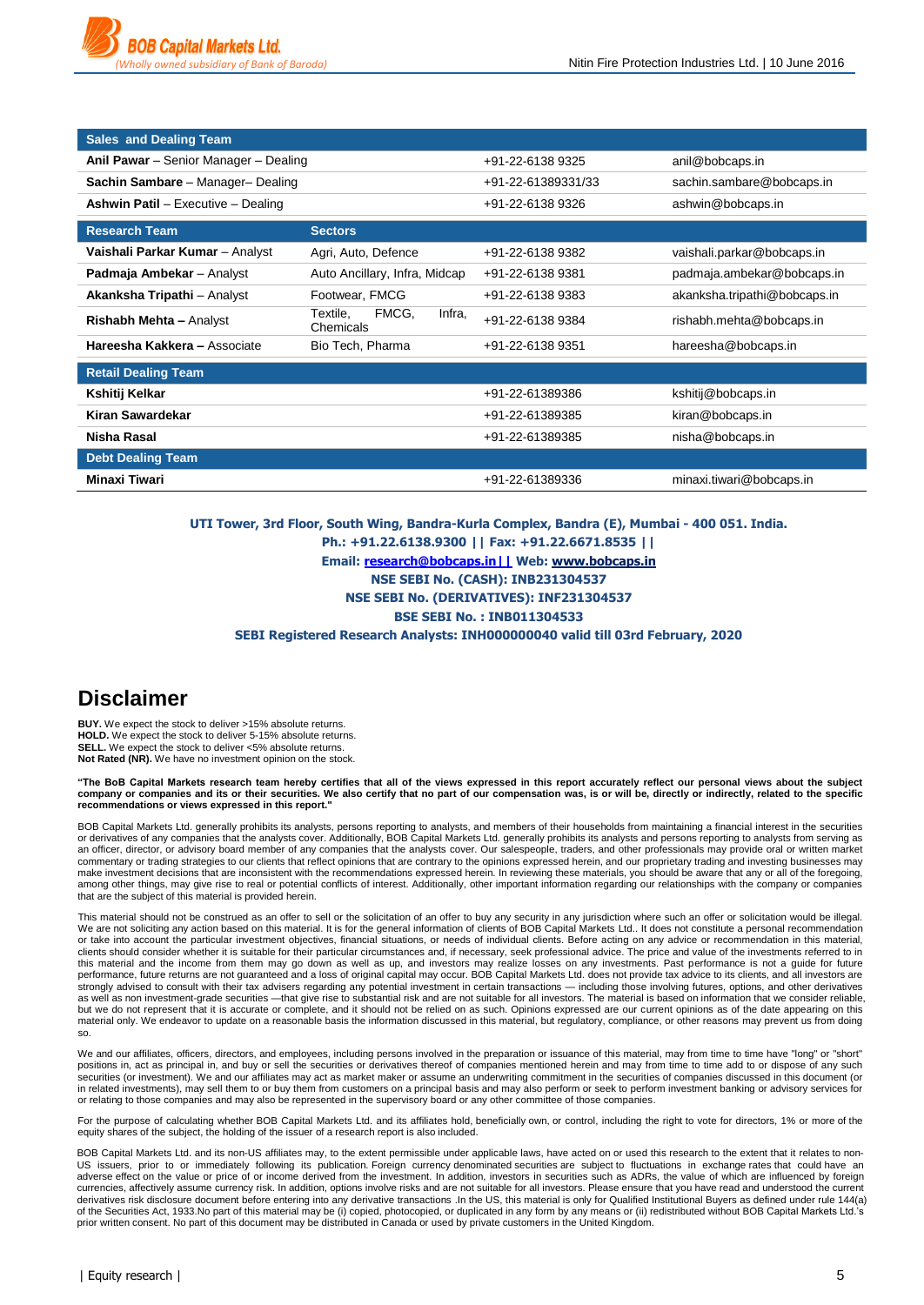| Sales and Dealing Team | | | |
|---|---|---|---|
| **Anil Pawar** – Senior Manager – Dealing | | +91-22-6138 9325 | anil@bobcaps.in |
| **Sachin Sambare** – Manager– Dealing | | +91-22-61389331/33 | sachin.sambare@bobcaps.in |
| **Ashwin Patil** – Executive – Dealing | | +91-22-6138 9326 | ashwin@bobcaps.in |
| **Research Team** | **Sectors** | | |
| **Vaishali Parkar Kumar** – Analyst | Agri, Auto, Defence | +91-22-6138 9382 | vaishali.parkar@bobcaps.in |
| **Padmaja Ambekar** – Analyst | Auto Ancillary, Infra, Midcap | +91-22-6138 9381 | padmaja.ambekar@bobcaps.in |
| **Akanksha Tripathi** – Analyst | Footwear, FMCG | +91-22-6138 9383 | akanksha.tripathi@bobcaps.in |
| **Rishabh Mehta –** Analyst | Textile, FMCG, Infra, Chemicals | +91-22-6138 9384 | rishabh.mehta@bobcaps.in |
| **Hareesha Kakkera –** Associate | Bio Tech, Pharma | +91-22-6138 9351 | hareesha@bobcaps.in |
| **Retail Dealing Team** | | | |
| **Kshitij Kelkar** | | +91-22-61389386 | kshitij@bobcaps.in |
| **Kiran Sawardekar** | | +91-22-61389385 | kiran@bobcaps.in |
| **Nisha Rasal** | | +91-22-61389385 | nisha@bobcaps.in |
| **Debt Dealing Team** | | | |
| **Minaxi Tiwari** | | +91-22-61389336 | minaxi.tiwari@bobcaps.in |

**UTI Tower, 3rd Floor, South Wing, Bandra-Kurla Complex, Bandra (E), Mumbai - 400 051. India.**
**Ph.: +91.22.6138.9300 || Fax: +91.22.6671.8535 ||**
**Email: research@bobcaps.in || Web: www.bobcaps.in**
**NSE SEBI No. (CASH): INB231304537**
**NSE SEBI No. (DERIVATIVES): INF231304537**
**BSE SEBI No. : INB011304533**
**SEBI Registered Research Analysts: INH000000040 valid till 03rd February, 2020**

# Disclaimer

**BUY.** We expect the stock to deliver >15% absolute returns.
**HOLD.** We expect the stock to deliver 5-15% absolute returns.
**SELL.** We expect the stock to deliver <5% absolute returns.
**Not Rated (NR).** We have no investment opinion on the stock.

**"The BoB Capital Markets research team hereby certifies that all of the views expressed in this report accurately reflect our personal views about the subject company or companies and its or their securities. We also certify that no part of our compensation was, is or will be, directly or indirectly, related to the specific recommendations or views expressed in this report."**

BOB Capital Markets Ltd. generally prohibits its analysts, persons reporting to analysts, and members of their households from maintaining a financial interest in the securities or derivatives of any companies that the analysts cover. Additionally, BOB Capital Markets Ltd. generally prohibits its analysts and persons reporting to analysts from serving as an officer, director, or advisory board member of any companies that the analysts cover. Our salespeople, traders, and other professionals may provide oral or written market commentary or trading strategies to our clients that reflect opinions that are contrary to the opinions expressed herein, and our proprietary trading and investing businesses may make investment decisions that are inconsistent with the recommendations expressed herein. In reviewing these materials, you should be aware that any or all of the foregoing, among other things, may give rise to real or potential conflicts of interest. Additionally, other important information regarding our relationships with the company or companies that are the subject of this material is provided herein.

This material should not be construed as an offer to sell or the solicitation of an offer to buy any security in any jurisdiction where such an offer or solicitation would be illegal. We are not soliciting any action based on this material. It is for the general information of clients of BOB Capital Markets Ltd.. It does not constitute a personal recommendation or take into account the particular investment objectives, financial situations, or needs of individual clients. Before acting on any advice or recommendation in this material, clients should consider whether it is suitable for their particular circumstances and, if necessary, seek professional advice. The price and value of the investments referred to in this material and the income from them may go down as well as up, and investors may realize losses on any investments. Past performance is not a guide for future performance, future returns are not guaranteed and a loss of original capital may occur. BOB Capital Markets Ltd. does not provide tax advice to its clients, and all investors are strongly advised to consult with their tax advisers regarding any potential investment in certain transactions — including those involving futures, options, and other derivatives as well as non investment-grade securities —that give rise to substantial risk and are not suitable for all investors. The material is based on information that we consider reliable, but we do not represent that it is accurate or complete, and it should not be relied on as such. Opinions expressed are our current opinions as of the date appearing on this material only. We endeavor to update on a reasonable basis the information discussed in this material, but regulatory, compliance, or other reasons may prevent us from doing so.

We and our affiliates, officers, directors, and employees, including persons involved in the preparation or issuance of this material, may from time to time have "long" or "short" positions in, act as principal in, and buy or sell the securities or derivatives thereof of companies mentioned herein and may from time to time add to or dispose of any such securities (or investment). We and our affiliates may act as market maker or assume an underwriting commitment in the securities of companies discussed in this document (or in related investments), may sell them to or buy them from customers on a principal basis and may also perform or seek to perform investment banking or advisory services for or relating to those companies and may also be represented in the supervisory board or any other committee of those companies.

For the purpose of calculating whether BOB Capital Markets Ltd. and its affiliates hold, beneficially own, or control, including the right to vote for directors, 1% or more of the equity shares of the subject, the holding of the issuer of a research report is also included.

BOB Capital Markets Ltd. and its non-US affiliates may, to the extent permissible under applicable laws, have acted on or used this research to the extent that it relates to non-US issuers, prior to or immediately following its publication. Foreign currency denominated securities are subject to fluctuations in exchange rates that could have an adverse effect on the value or price of or income derived from the investment. In addition, investors in securities such as ADRs, the value of which are influenced by foreign currencies, affectively assume currency risk. In addition, options involve risks and are not suitable for all investors. Please ensure that you have read and understood the current derivatives risk disclosure document before entering into any derivative transactions .In the US, this material is only for Qualified Institutional Buyers as defined under rule 144(a) of the Securities Act, 1933.No part of this material may be (i) copied, photocopied, or duplicated in any form by any means or (ii) redistributed without BOB Capital Markets Ltd.'s prior written consent. No part of this document may be distributed in Canada or used by private customers in the United Kingdom.